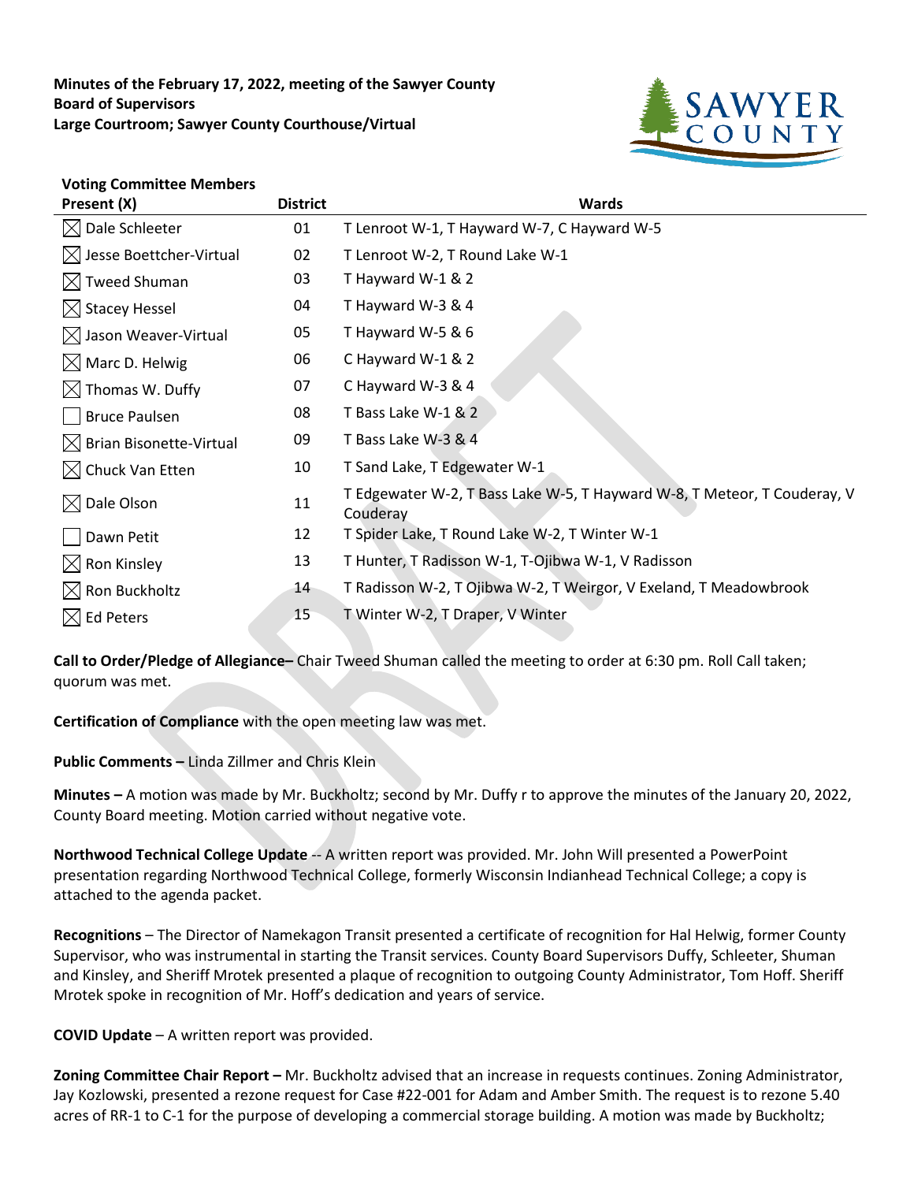**Minutes of the February 17, 2022, meeting of the Sawyer County Board of Supervisors**
**Large Courtroom; Sawyer County Courthouse/Virtual**

| Voting Committee Members Present (X) | District | Wards |
|---|---|---|
| ☒ Dale Schleeter | 01 | T Lenroot W-1, T Hayward W-7, C Hayward W-5 |
| ☒ Jesse Boettcher-Virtual | 02 | T Lenroot W-2, T Round Lake W-1 |
| ☒ Tweed Shuman | 03 | T Hayward W-1 & 2 |
| ☒ Stacey Hessel | 04 | T Hayward W-3 & 4 |
| ☒ Jason Weaver-Virtual | 05 | T Hayward W-5 & 6 |
| ☒ Marc D. Helwig | 06 | C Hayward W-1 & 2 |
| ☒ Thomas W. Duffy | 07 | C Hayward W-3 & 4 |
| ☐ Bruce Paulsen | 08 | T Bass Lake W-1 & 2 |
| ☒ Brian Bisonette-Virtual | 09 | T Bass Lake W-3 & 4 |
| ☒ Chuck Van Etten | 10 | T Sand Lake, T Edgewater W-1 |
| ☒ Dale Olson | 11 | T Edgewater W-2, T Bass Lake W-5, T Hayward W-8, T Meteor, T Couderay, V Couderay |
| ☐ Dawn Petit | 12 | T Spider Lake, T Round Lake W-2, T Winter W-1 |
| ☒ Ron Kinsley | 13 | T Hunter, T Radisson W-1, T-Ojibwa W-1, V Radisson |
| ☒ Ron Buckholtz | 14 | T Radisson W-2, T Ojibwa W-2, T Weirgor, V Exeland, T Meadowbrook |
| ☒ Ed Peters | 15 | T Winter W-2, T Draper, V Winter |

**Call to Order/Pledge of Allegiance–** Chair Tweed Shuman called the meeting to order at 6:30 pm. Roll Call taken; quorum was met.

**Certification of Compliance** with the open meeting law was met.

**Public Comments –** Linda Zillmer and Chris Klein

**Minutes –** A motion was made by Mr. Buckholtz; second by Mr. Duffy r to approve the minutes of the January 20, 2022, County Board meeting. Motion carried without negative vote.

**Northwood Technical College Update** -- A written report was provided. Mr. John Will presented a PowerPoint presentation regarding Northwood Technical College, formerly Wisconsin Indianhead Technical College; a copy is attached to the agenda packet.

**Recognitions** – The Director of Namekagon Transit presented a certificate of recognition for Hal Helwig, former County Supervisor, who was instrumental in starting the Transit services. County Board Supervisors Duffy, Schleeter, Shuman and Kinsley, and Sheriff Mrotek presented a plaque of recognition to outgoing County Administrator, Tom Hoff. Sheriff Mrotek spoke in recognition of Mr. Hoff's dedication and years of service.

**COVID Update** – A written report was provided.

**Zoning Committee Chair Report –** Mr. Buckholtz advised that an increase in requests continues. Zoning Administrator, Jay Kozlowski, presented a rezone request for Case #22-001 for Adam and Amber Smith. The request is to rezone 5.40 acres of RR-1 to C-1 for the purpose of developing a commercial storage building. A motion was made by Buckholtz;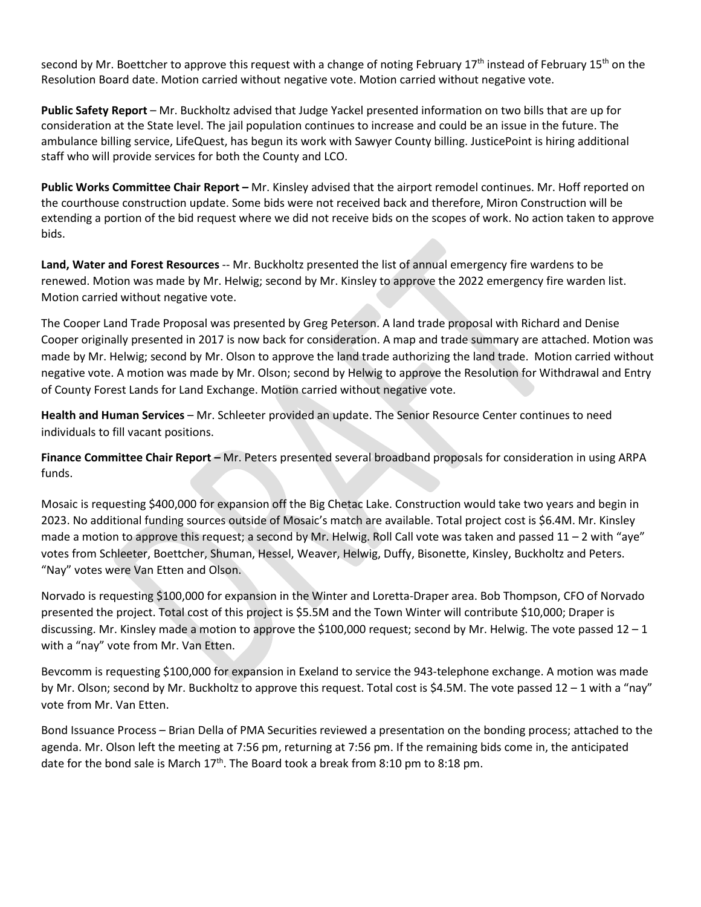second by Mr. Boettcher to approve this request with a change of noting February 17th instead of February 15th on the Resolution Board date. Motion carried without negative vote. Motion carried without negative vote.

**Public Safety Report** – Mr. Buckholtz advised that Judge Yackel presented information on two bills that are up for consideration at the State level. The jail population continues to increase and could be an issue in the future. The ambulance billing service, LifeQuest, has begun its work with Sawyer County billing. JusticePoint is hiring additional staff who will provide services for both the County and LCO.

**Public Works Committee Chair Report –** Mr. Kinsley advised that the airport remodel continues. Mr. Hoff reported on the courthouse construction update. Some bids were not received back and therefore, Miron Construction will be extending a portion of the bid request where we did not receive bids on the scopes of work. No action taken to approve bids.

**Land, Water and Forest Resources** -- Mr. Buckholtz presented the list of annual emergency fire wardens to be renewed. Motion was made by Mr. Helwig; second by Mr. Kinsley to approve the 2022 emergency fire warden list. Motion carried without negative vote.

The Cooper Land Trade Proposal was presented by Greg Peterson. A land trade proposal with Richard and Denise Cooper originally presented in 2017 is now back for consideration. A map and trade summary are attached. Motion was made by Mr. Helwig; second by Mr. Olson to approve the land trade authorizing the land trade. Motion carried without negative vote. A motion was made by Mr. Olson; second by Helwig to approve the Resolution for Withdrawal and Entry of County Forest Lands for Land Exchange. Motion carried without negative vote.

**Health and Human Services** – Mr. Schleeter provided an update. The Senior Resource Center continues to need individuals to fill vacant positions.

**Finance Committee Chair Report –** Mr. Peters presented several broadband proposals for consideration in using ARPA funds.

Mosaic is requesting $400,000 for expansion off the Big Chetac Lake. Construction would take two years and begin in 2023. No additional funding sources outside of Mosaic's match are available. Total project cost is $6.4M. Mr. Kinsley made a motion to approve this request; a second by Mr. Helwig. Roll Call vote was taken and passed 11 – 2 with "aye" votes from Schleeter, Boettcher, Shuman, Hessel, Weaver, Helwig, Duffy, Bisonette, Kinsley, Buckholtz and Peters. "Nay" votes were Van Etten and Olson.

Norvado is requesting $100,000 for expansion in the Winter and Loretta-Draper area. Bob Thompson, CFO of Norvado presented the project. Total cost of this project is $5.5M and the Town Winter will contribute $10,000; Draper is discussing. Mr. Kinsley made a motion to approve the $100,000 request; second by Mr. Helwig. The vote passed 12 – 1 with a "nay" vote from Mr. Van Etten.

Bevcomm is requesting $100,000 for expansion in Exeland to service the 943-telephone exchange. A motion was made by Mr. Olson; second by Mr. Buckholtz to approve this request. Total cost is $4.5M. The vote passed 12 – 1 with a "nay" vote from Mr. Van Etten.

Bond Issuance Process – Brian Della of PMA Securities reviewed a presentation on the bonding process; attached to the agenda. Mr. Olson left the meeting at 7:56 pm, returning at 7:56 pm. If the remaining bids come in, the anticipated date for the bond sale is March 17th. The Board took a break from 8:10 pm to 8:18 pm.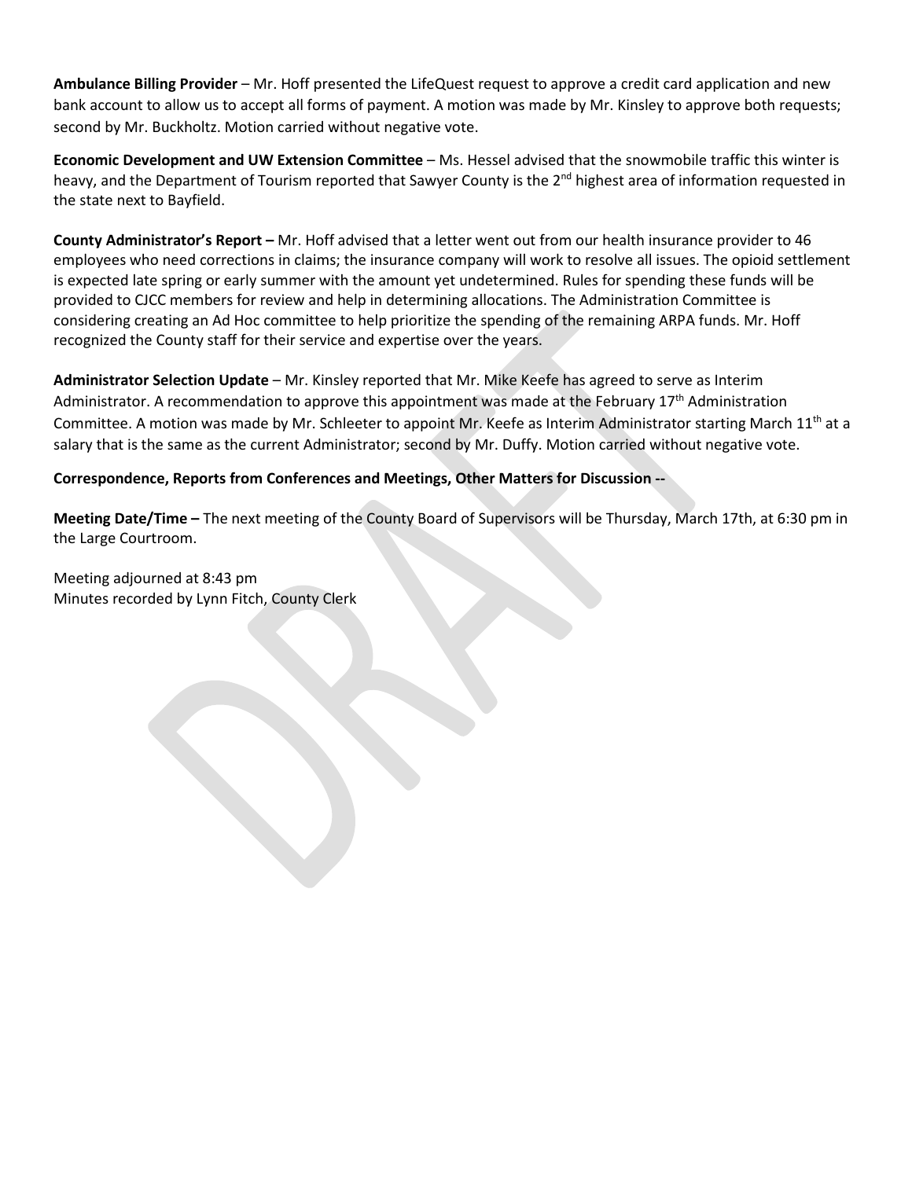**Ambulance Billing Provider** – Mr. Hoff presented the LifeQuest request to approve a credit card application and new bank account to allow us to accept all forms of payment. A motion was made by Mr. Kinsley to approve both requests; second by Mr. Buckholtz. Motion carried without negative vote.

**Economic Development and UW Extension Committee** – Ms. Hessel advised that the snowmobile traffic this winter is heavy, and the Department of Tourism reported that Sawyer County is the 2nd highest area of information requested in the state next to Bayfield.

**County Administrator's Report –** Mr. Hoff advised that a letter went out from our health insurance provider to 46 employees who need corrections in claims; the insurance company will work to resolve all issues. The opioid settlement is expected late spring or early summer with the amount yet undetermined. Rules for spending these funds will be provided to CJCC members for review and help in determining allocations. The Administration Committee is considering creating an Ad Hoc committee to help prioritize the spending of the remaining ARPA funds. Mr. Hoff recognized the County staff for their service and expertise over the years.

**Administrator Selection Update** – Mr. Kinsley reported that Mr. Mike Keefe has agreed to serve as Interim Administrator. A recommendation to approve this appointment was made at the February 17th Administration Committee. A motion was made by Mr. Schleeter to appoint Mr. Keefe as Interim Administrator starting March 11th at a salary that is the same as the current Administrator; second by Mr. Duffy. Motion carried without negative vote.

**Correspondence, Reports from Conferences and Meetings, Other Matters for Discussion --**

**Meeting Date/Time –** The next meeting of the County Board of Supervisors will be Thursday, March 17th, at 6:30 pm in the Large Courtroom.

Meeting adjourned at 8:43 pm
Minutes recorded by Lynn Fitch, County Clerk

DRAFT